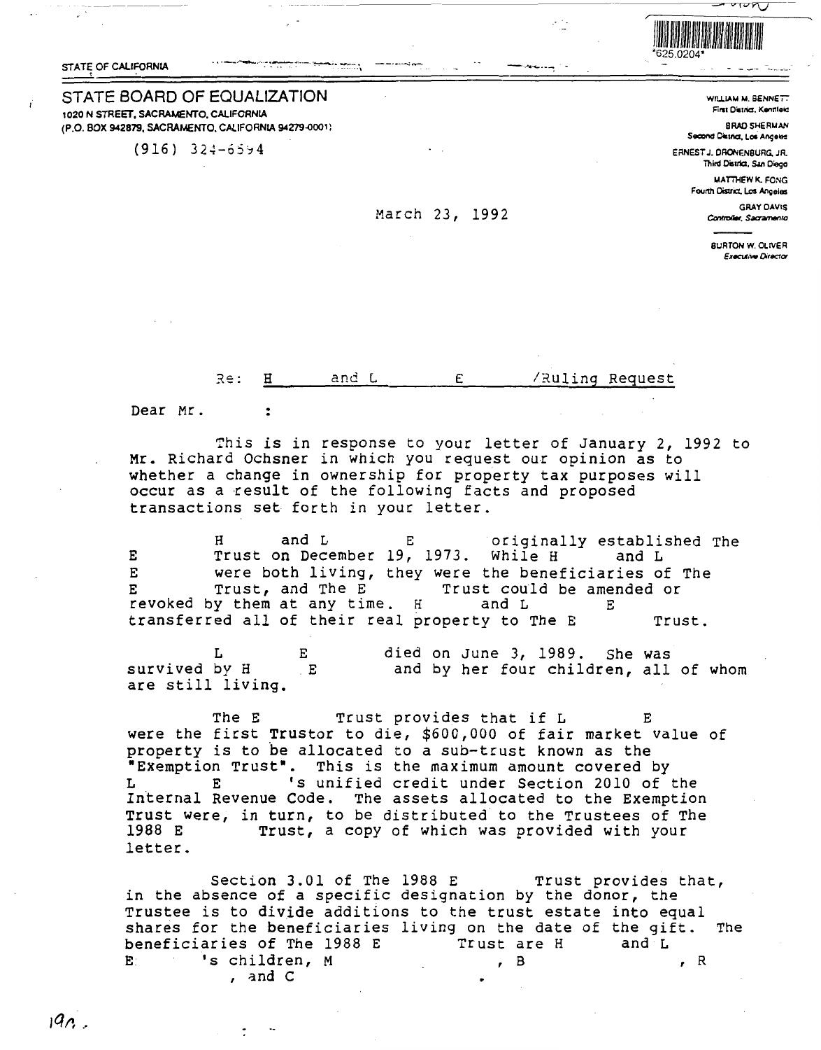STATE OF CALIFORNIA

*625.0204*

# STATE BOARD OF EQUALIZATION

1020 N STREET, SACRAMENTO, CALIFORNIA
(P.O. BOX 942879, SACRAMENTO, CALIFORNIA 94279-0001)

(916) 324-6594

WILLIAM M. BENNETT
First District, Kentfield

BRAD SHERMAN
Second District, Los Angeles

ERNEST J. DRONENBURG, JR.
Third District, San Diego

MATTHEW K. FONG
Fourth District, Los Angeles

GRAY DAVIS
Controller, Sacramento

BURTON W. OLIVER
Executive Director

March 23, 1992

Re: H and L E /Ruling Request

Dear Mr. :

This is in response to your letter of January 2, 1992 to Mr. Richard Ochsner in which you request our opinion as to whether a change in ownership for property tax purposes will occur as a result of the following facts and proposed transactions set forth in your letter.

H and L E originally established The E Trust on December 19, 1973. While H and L E were both living, they were the beneficiaries of The E Trust, and The E Trust could be amended or revoked by them at any time. H and L E transferred all of their real property to The E Trust.

L E died on June 3, 1989. She was survived by H E and by her four children, all of whom are still living.

The E Trust provides that if L E were the first Trustor to die, $600,000 of fair market value of property is to be allocated to a sub-trust known as the "Exemption Trust". This is the maximum amount covered by L E 's unified credit under Section 2010 of the Internal Revenue Code. The assets allocated to the Exemption Trust were, in turn, to be distributed to the Trustees of The 1988 E Trust, a copy of which was provided with your letter.

Section 3.01 of The 1988 E Trust provides that, in the absence of a specific designation by the donor, the Trustee is to divide additions to the trust estate into equal shares for the beneficiaries living on the date of the gift. The beneficiaries of The 1988 E Trust are H and L E 's children, M , B , R , and C .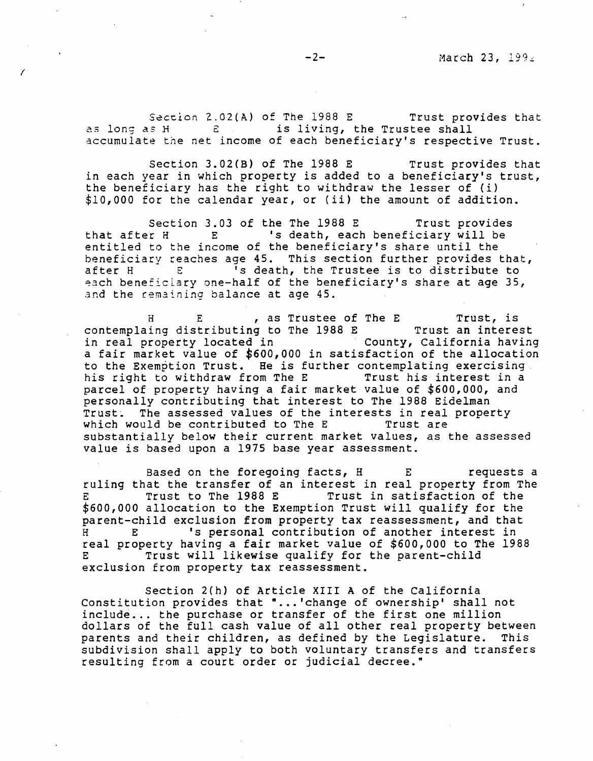Section 2.02(A) of The 1988 E Trust provides that as long as H E is living, the Trustee shall accumulate the net income of each beneficiary's respective Trust.

Section 3.02(B) of The 1988 E Trust provides that in each year in which property is added to a beneficiary's trust, the beneficiary has the right to withdraw the lesser of (i) $10,000 for the calendar year, or (ii) the amount of addition.

Section 3.03 of the The 1988 E Trust provides that after H E 's death, each beneficiary will be entitled to the income of the beneficiary's share until the beneficiary reaches age 45. This section further provides that, after H E 's death, the Trustee is to distribute to each beneficiary one-half of the beneficiary's share at age 35, and the remaining balance at age 45.

H E , as Trustee of The E Trust, is contemplaing distributing to The 1988 E Trust an interest in real property located in County, California having a fair market value of $600,000 in satisfaction of the allocation to the Exemption Trust. He is further contemplating exercising his right to withdraw from The E Trust his interest in a parcel of property having a fair market value of $600,000, and personally contributing that interest to The 1988 Eidelman Trust. The assessed values of the interests in real property which would be contributed to The E Trust are substantially below their current market values, as the assessed value is based upon a 1975 base year assessment.

Based on the foregoing facts, H E requests a ruling that the transfer of an interest in real property from The E Trust to The 1988 E Trust in satisfaction of the $600,000 allocation to the Exemption Trust will qualify for the parent-child exclusion from property tax reassessment, and that H E 's personal contribution of another interest in real property having a fair market value of $600,000 to The 1988 E Trust will likewise qualify for the parent-child exclusion from property tax reassessment.

Section 2(h) of Article XIII A of the California Constitution provides that "...'change of ownership' shall not include... the purchase or transfer of the first one million dollars of the full cash value of all other real property between parents and their children, as defined by the Legislature. This subdivision shall apply to both voluntary transfers and transfers resulting from a court order or judicial decree."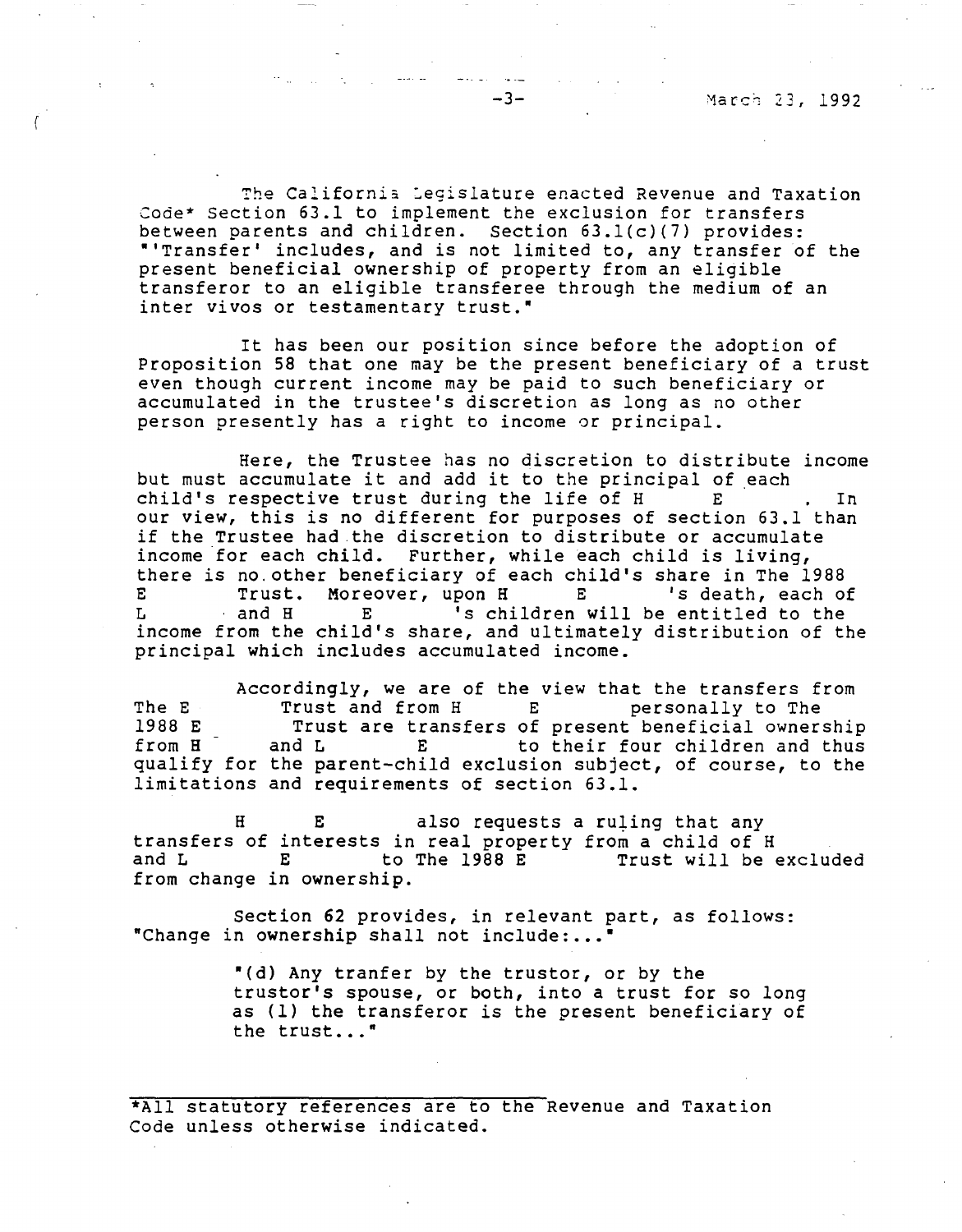The California Legislature enacted Revenue and Taxation Code* Section 63.1 to implement the exclusion for transfers between parents and children. Section 63.1(c)(7) provides: "'Transfer' includes, and is not limited to, any transfer of the present beneficial ownership of property from an eligible transferor to an eligible transferee through the medium of an inter vivos or testamentary trust."

It has been our position since before the adoption of Proposition 58 that one may be the present beneficiary of a trust even though current income may be paid to such beneficiary or accumulated in the trustee's discretion as long as no other person presently has a right to income or principal.

Here, the Trustee has no discretion to distribute income but must accumulate it and add it to the principal of each child's respective trust during the life of H E . In our view, this is no different for purposes of section 63.1 than if the Trustee had the discretion to distribute or accumulate income for each child. Further, while each child is living, there is no other beneficiary of each child's share in The 1988 E Trust. Moreover, upon H E 's death, each of L and H E 's children will be entitled to the income from the child's share, and ultimately distribution of the principal which includes accumulated income.

Accordingly, we are of the view that the transfers from The E Trust and from H E personally to The 1988 E Trust are transfers of present beneficial ownership from H and L E to their four children and thus qualify for the parent-child exclusion subject, of course, to the limitations and requirements of section 63.1.

H E also requests a ruling that any transfers of interests in real property from a child of H and L E to The 1988 E Trust will be excluded from change in ownership.

Section 62 provides, in relevant part, as follows: "Change in ownership shall not include:..."

> "(d) Any tranfer by the trustor, or by the trustor's spouse, or both, into a trust for so long as (1) the transferor is the present beneficiary of the trust..."

*All statutory references are to the Revenue and Taxation Code unless otherwise indicated.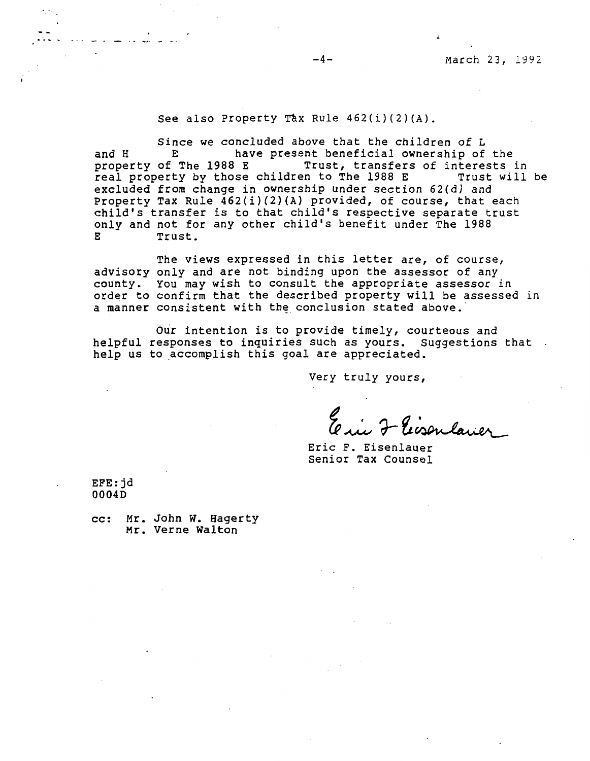See also Property Tax Rule 462(i)(2)(A).

Since we concluded above that the children of L and H E have present beneficial ownership of the property of The 1988 E Trust, transfers of interests in real property by those children to The 1988 E Trust will be excluded from change in ownership under section 62(d) and Property Tax Rule 462(i)(2)(A) provided, of course, that each child's transfer is to that child's respective separate trust only and not for any other child's benefit under The 1988 E Trust.

The views expressed in this letter are, of course, advisory only and are not binding upon the assessor of any county. You may wish to consult the appropriate assessor in order to confirm that the described property will be assessed in a manner consistent with the conclusion stated above.

Our intention is to provide timely, courteous and helpful responses to inquiries such as yours. Suggestions that help us to accomplish this goal are appreciated.

Very truly yours,

Eric F. Eisenlauer
Senior Tax Counsel

EFE:jd
0004D

cc: Mr. John W. Hagerty
Mr. Verne Walton